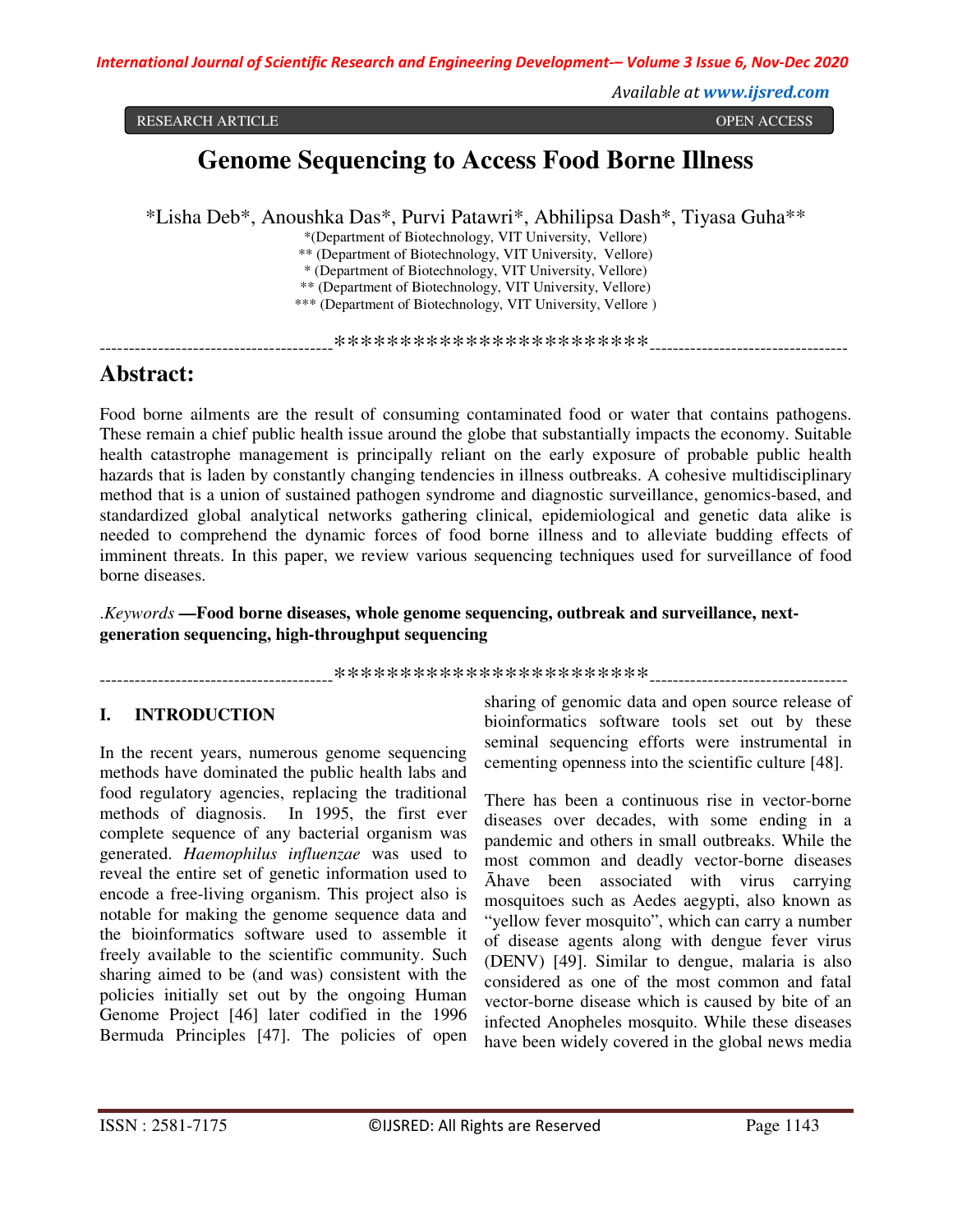RESEARCH ARTICLE OPEN ACCESS

# Genome Sequencing to Access Food Borne Illness

*Lisha Deb*, Anoushka Das*, Purvi Patawri*, Abhilipsa Dash*, Tiyasa Guha**

*(Department of Biotechnology, VIT University, Vellore)
** (Department of Biotechnology, VIT University, Vellore)
* (Department of Biotechnology, VIT University, Vellore)
** (Department of Biotechnology, VIT University, Vellore)
*** (Department of Biotechnology, VIT University, Vellore )

----------------------------------------************************----------------------------------

## Abstract:

Food borne ailments are the result of consuming contaminated food or water that contains pathogens. These remain a chief public health issue around the globe that substantially impacts the economy. Suitable health catastrophe management is principally reliant on the early exposure of probable public health hazards that is laden by constantly changing tendencies in illness outbreaks. A cohesive multidisciplinary method that is a union of sustained pathogen syndrome and diagnostic surveillance, genomics-based, and standardized global analytical networks gathering clinical, epidemiological and genetic data alike is needed to comprehend the dynamic forces of food borne illness and to alleviate budding effects of imminent threats. In this paper, we review various sequencing techniques used for surveillance of food borne diseases.

.*Keywords* **—Food borne diseases, whole genome sequencing, outbreak and surveillance, next-generation sequencing, high-throughput sequencing**

----------------------------------------************************----------------------------------

## I. INTRODUCTION

In the recent years, numerous genome sequencing methods have dominated the public health labs and food regulatory agencies, replacing the traditional methods of diagnosis. In 1995, the first ever complete sequence of any bacterial organism was generated. *Haemophilus influenzae* was used to reveal the entire set of genetic information used to encode a free-living organism. This project also is notable for making the genome sequence data and the bioinformatics software used to assemble it freely available to the scientific community. Such sharing aimed to be (and was) consistent with the policies initially set out by the ongoing Human Genome Project [46] later codified in the 1996 Bermuda Principles [47]. The policies of open sharing of genomic data and open source release of bioinformatics software tools set out by these seminal sequencing efforts were instrumental in cementing openness into the scientific culture [48].

There has been a continuous rise in vector-borne diseases over decades, with some ending in a pandemic and others in small outbreaks. While the most common and deadly vector-borne diseases Āhave been associated with virus carrying mosquitoes such as Aedes aegypti, also known as "yellow fever mosquito", which can carry a number of disease agents along with dengue fever virus (DENV) [49]. Similar to dengue, malaria is also considered as one of the most common and fatal vector-borne disease which is caused by bite of an infected Anopheles mosquito. While these diseases have been widely covered in the global news media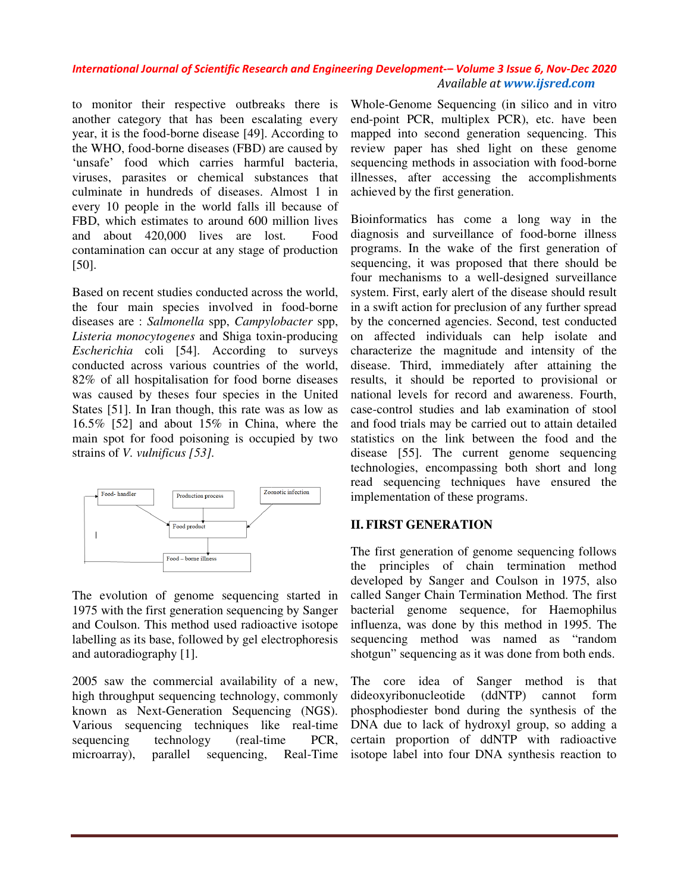to monitor their respective outbreaks there is another category that has been escalating every year, it is the food-borne disease [49]. According to the WHO, food-borne diseases (FBD) are caused by 'unsafe' food which carries harmful bacteria, viruses, parasites or chemical substances that culminate in hundreds of diseases. Almost 1 in every 10 people in the world falls ill because of FBD, which estimates to around 600 million lives and about 420,000 lives are lost. Food contamination can occur at any stage of production [50].

Based on recent studies conducted across the world, the four main species involved in food-borne diseases are : *Salmonella* spp, *Campylobacter* spp, *Listeria monocytogenes* and Shiga toxin-producing *Escherichia* coli [54]. According to surveys conducted across various countries of the world, 82% of all hospitalisation for food borne diseases was caused by theses four species in the United States [51]. In Iran though, this rate was as low as 16.5% [52] and about 15% in China, where the main spot for food poisoning is occupied by two strains of *V. vulnificus [53].*

Food- handler

Production process

Zoonotic infection

Food product

Food – borne illness

The evolution of genome sequencing started in 1975 with the first generation sequencing by Sanger and Coulson. This method used radioactive isotope labelling as its base, followed by gel electrophoresis and autoradiography [1].

2005 saw the commercial availability of a new, high throughput sequencing technology, commonly known as Next-Generation Sequencing (NGS). Various sequencing techniques like real-time sequencing technology (real-time PCR, microarray), parallel sequencing, Real-Time Whole-Genome Sequencing (in silico and in vitro end-point PCR, multiplex PCR), etc. have been mapped into second generation sequencing. This review paper has shed light on these genome sequencing methods in association with food-borne illnesses, after accessing the accomplishments achieved by the first generation.

Bioinformatics has come a long way in the diagnosis and surveillance of food-borne illness programs. In the wake of the first generation of sequencing, it was proposed that there should be four mechanisms to a well-designed surveillance system. First, early alert of the disease should result in a swift action for preclusion of any further spread by the concerned agencies. Second, test conducted on affected individuals can help isolate and characterize the magnitude and intensity of the disease. Third, immediately after attaining the results, it should be reported to provisional or national levels for record and awareness. Fourth, case-control studies and lab examination of stool and food trials may be carried out to attain detailed statistics on the link between the food and the disease [55]. The current genome sequencing technologies, encompassing both short and long read sequencing techniques have ensured the implementation of these programs.

## II. FIRST GENERATION

The first generation of genome sequencing follows the principles of chain termination method developed by Sanger and Coulson in 1975, also called Sanger Chain Termination Method. The first bacterial genome sequence, for Haemophilus influenza, was done by this method in 1995. The sequencing method was named as "random shotgun" sequencing as it was done from both ends.

The core idea of Sanger method is that dideoxyribonucleotide (ddNTP) cannot form phosphodiester bond during the synthesis of the DNA due to lack of hydroxyl group, so adding a certain proportion of ddNTP with radioactive isotope label into four DNA synthesis reaction to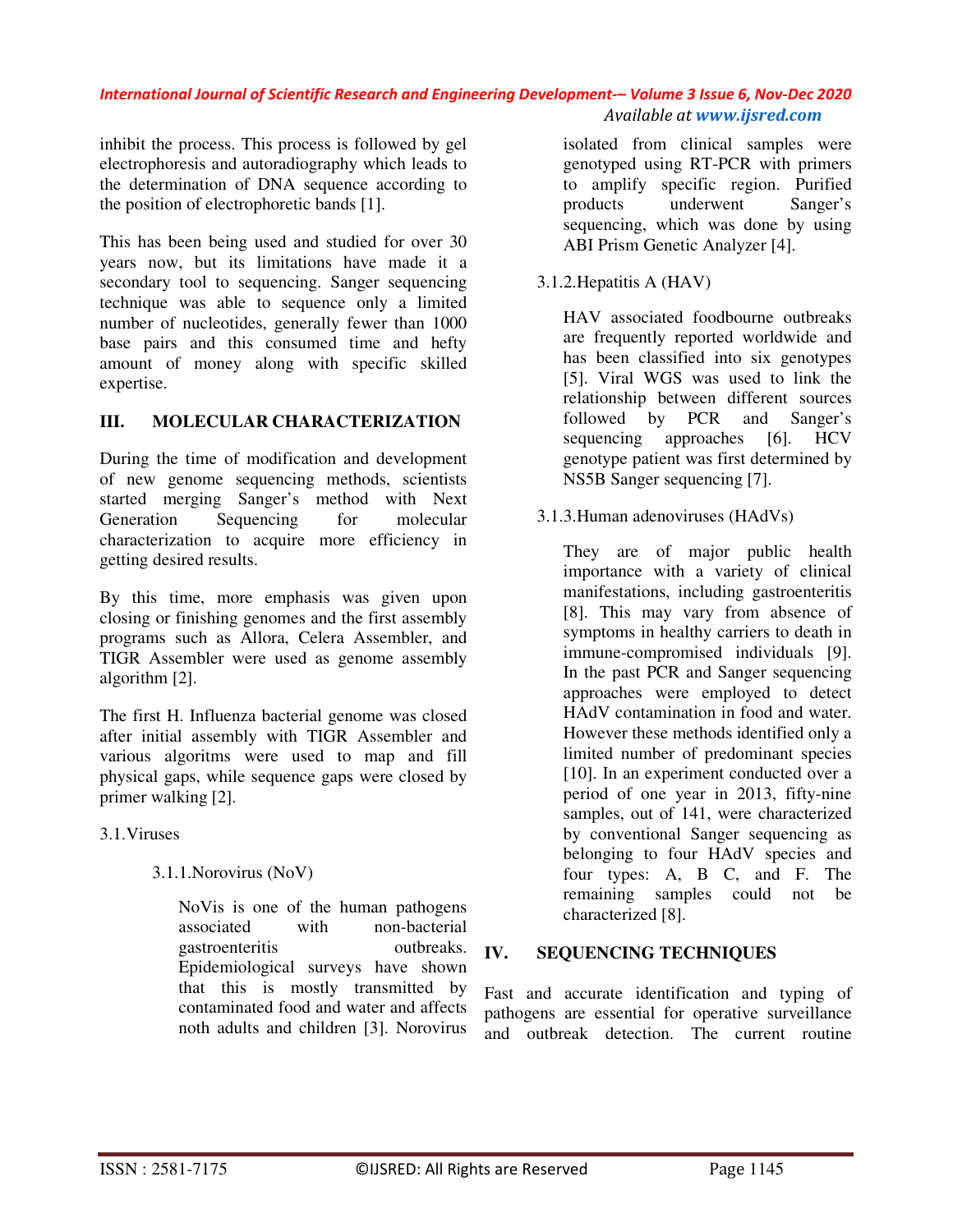inhibit the process. This process is followed by gel electrophoresis and autoradiography which leads to the determination of DNA sequence according to the position of electrophoretic bands [1].

This has been being used and studied for over 30 years now, but its limitations have made it a secondary tool to sequencing. Sanger sequencing technique was able to sequence only a limited number of nucleotides, generally fewer than 1000 base pairs and this consumed time and hefty amount of money along with specific skilled expertise.

## III. MOLECULAR CHARACTERIZATION

During the time of modification and development of new genome sequencing methods, scientists started merging Sanger's method with Next Generation Sequencing for molecular characterization to acquire more efficiency in getting desired results.

By this time, more emphasis was given upon closing or finishing genomes and the first assembly programs such as Allora, Celera Assembler, and TIGR Assembler were used as genome assembly algorithm [2].

The first H. Influenza bacterial genome was closed after initial assembly with TIGR Assembler and various algoritms were used to map and fill physical gaps, while sequence gaps were closed by primer walking [2].

### 3.1. Viruses

#### 3.1.1. Norovirus (NoV)

NoVis is one of the human pathogens associated with non-bacterial gastroenteritis outbreaks. Epidemiological surveys have shown that this is mostly transmitted by contaminated food and water and affects noth adults and children [3]. Norovirus isolated from clinical samples were genotyped using RT-PCR with primers to amplify specific region. Purified products underwent Sanger's sequencing, which was done by using ABI Prism Genetic Analyzer [4].

#### 3.1.2. Hepatitis A (HAV)

HAV associated foodbourne outbreaks are frequently reported worldwide and has been classified into six genotypes [5]. Viral WGS was used to link the relationship between different sources followed by PCR and Sanger's sequencing approaches [6]. HCV genotype patient was first determined by NS5B Sanger sequencing [7].

#### 3.1.3. Human adenoviruses (HAdVs)

They are of major public health importance with a variety of clinical manifestations, including gastroenteritis [8]. This may vary from absence of symptoms in healthy carriers to death in immune-compromised individuals [9]. In the past PCR and Sanger sequencing approaches were employed to detect HAdV contamination in food and water. However these methods identified only a limited number of predominant species [10]. In an experiment conducted over a period of one year in 2013, fifty-nine samples, out of 141, were characterized by conventional Sanger sequencing as belonging to four HAdV species and four types: A, B C, and F. The remaining samples could not be characterized [8].

## IV. SEQUENCING TECHNIQUES

Fast and accurate identification and typing of pathogens are essential for operative surveillance and outbreak detection. The current routine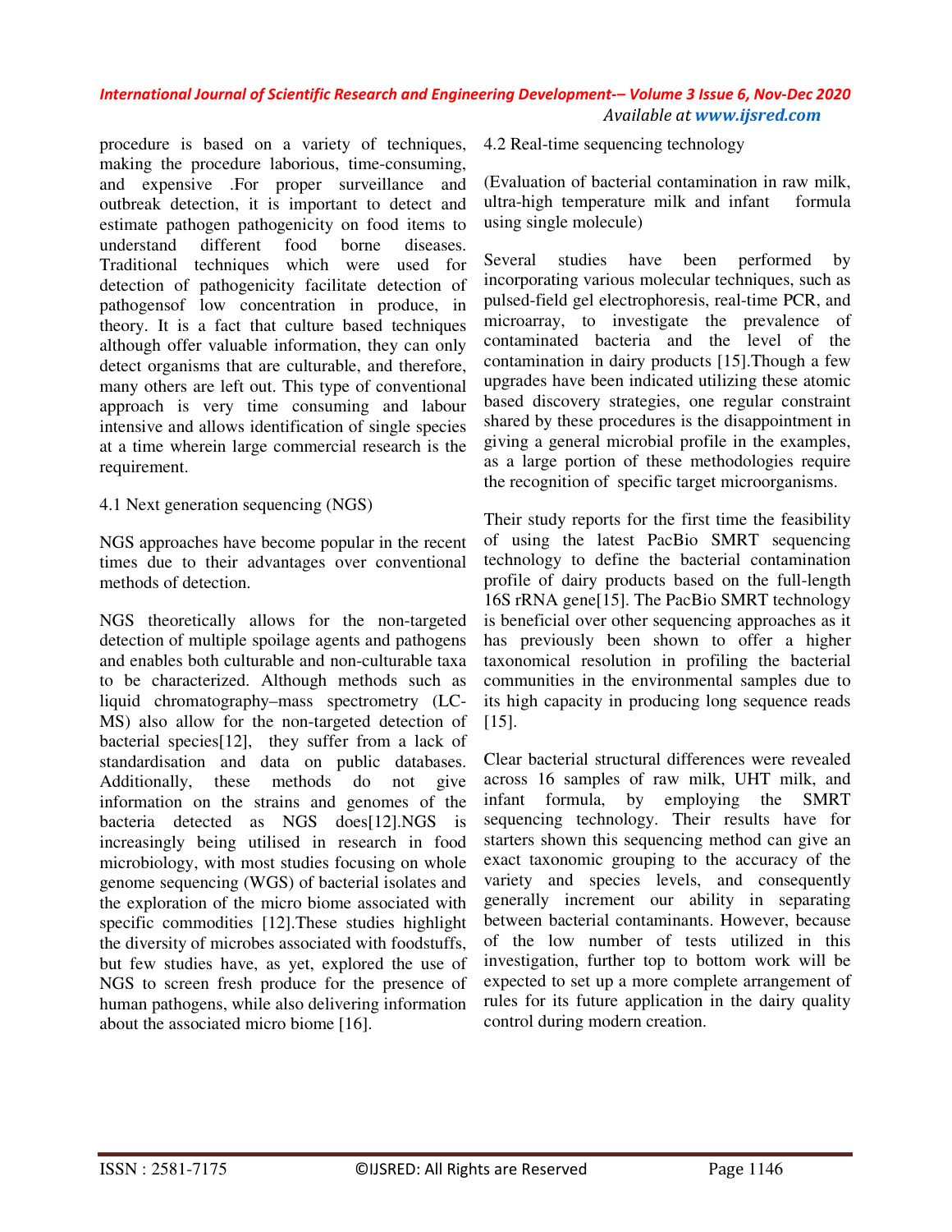procedure is based on a variety of techniques, making the procedure laborious, time-consuming, and expensive .For proper surveillance and outbreak detection, it is important to detect and estimate pathogen pathogenicity on food items to understand different food borne diseases. Traditional techniques which were used for detection of pathogenicity facilitate detection of pathogensof low concentration in produce, in theory. It is a fact that culture based techniques although offer valuable information, they can only detect organisms that are culturable, and therefore, many others are left out. This type of conventional approach is very time consuming and labour intensive and allows identification of single species at a time wherein large commercial research is the requirement.

### 4.1 Next generation sequencing (NGS)

NGS approaches have become popular in the recent times due to their advantages over conventional methods of detection.

NGS theoretically allows for the non-targeted detection of multiple spoilage agents and pathogens and enables both culturable and non-culturable taxa to be characterized. Although methods such as liquid chromatography–mass spectrometry (LC-MS) also allow for the non-targeted detection of bacterial species[12], they suffer from a lack of standardisation and data on public databases. Additionally, these methods do not give information on the strains and genomes of the bacteria detected as NGS does[12].NGS is increasingly being utilised in research in food microbiology, with most studies focusing on whole genome sequencing (WGS) of bacterial isolates and the exploration of the micro biome associated with specific commodities [12].These studies highlight the diversity of microbes associated with foodstuffs, but few studies have, as yet, explored the use of NGS to screen fresh produce for the presence of human pathogens, while also delivering information about the associated micro biome [16].

### 4.2 Real-time sequencing technology

(Evaluation of bacterial contamination in raw milk, ultra-high temperature milk and infant formula using single molecule)

Several studies have been performed by incorporating various molecular techniques, such as pulsed-field gel electrophoresis, real-time PCR, and microarray, to investigate the prevalence of contaminated bacteria and the level of the contamination in dairy products [15].Though a few upgrades have been indicated utilizing these atomic based discovery strategies, one regular constraint shared by these procedures is the disappointment in giving a general microbial profile in the examples, as a large portion of these methodologies require the recognition of specific target microorganisms.

Their study reports for the first time the feasibility of using the latest PacBio SMRT sequencing technology to define the bacterial contamination profile of dairy products based on the full-length 16S rRNA gene[15]. The PacBio SMRT technology is beneficial over other sequencing approaches as it has previously been shown to offer a higher taxonomical resolution in profiling the bacterial communities in the environmental samples due to its high capacity in producing long sequence reads [15].

Clear bacterial structural differences were revealed across 16 samples of raw milk, UHT milk, and infant formula, by employing the SMRT sequencing technology. Their results have for starters shown this sequencing method can give an exact taxonomic grouping to the accuracy of the variety and species levels, and consequently generally increment our ability in separating between bacterial contaminants. However, because of the low number of tests utilized in this investigation, further top to bottom work will be expected to set up a more complete arrangement of rules for its future application in the dairy quality control during modern creation.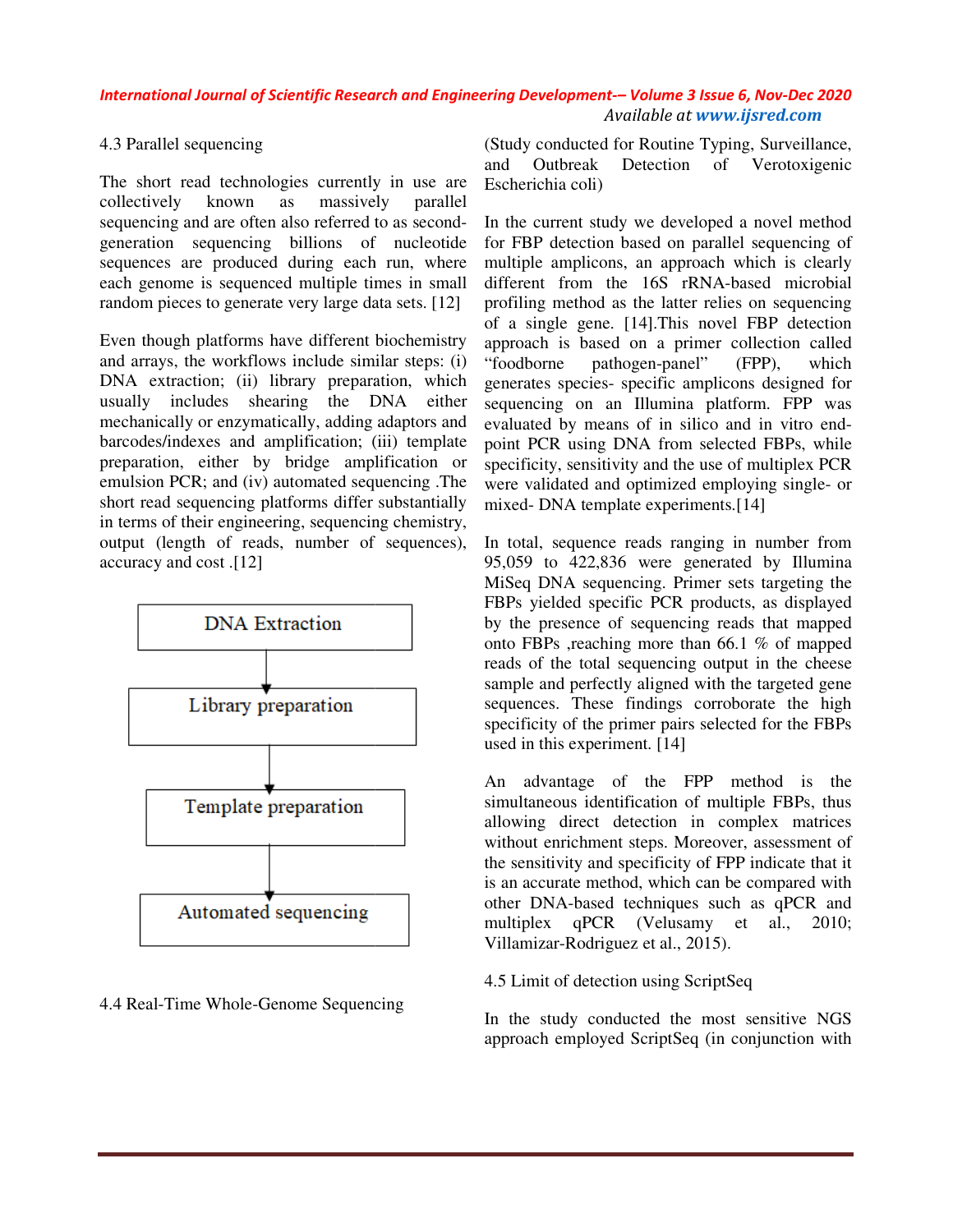### 4.3 Parallel sequencing

The short read technologies currently in use are collectively known as massively parallel sequencing and are often also referred to as second-generation sequencing billions of nucleotide sequences are produced during each run, where each genome is sequenced multiple times in small random pieces to generate very large data sets. [12]

Even though platforms have different biochemistry and arrays, the workflows include similar steps: (i) DNA extraction; (ii) library preparation, which usually includes shearing the DNA either mechanically or enzymatically, adding adaptors and barcodes/indexes and amplification; (iii) template preparation, either by bridge amplification or emulsion PCR; and (iv) automated sequencing .The short read sequencing platforms differ substantially in terms of their engineering, sequencing chemistry, output (length of reads, number of sequences), accuracy and cost .[12]

DNA Extraction → Library preparation → Template preparation → Automated sequencing

### 4.4 Real-Time Whole-Genome Sequencing

(Study conducted for Routine Typing, Surveillance, and Outbreak Detection of Verotoxigenic Escherichia coli)

In the current study we developed a novel method for FBP detection based on parallel sequencing of multiple amplicons, an approach which is clearly different from the 16S rRNA-based microbial profiling method as the latter relies on sequencing of a single gene. [14].This novel FBP detection approach is based on a primer collection called “foodborne pathogen-panel” (FPP), which generates species- specific amplicons designed for sequencing on an Illumina platform. FPP was evaluated by means of in silico and in vitro end-point PCR using DNA from selected FBPs, while specificity, sensitivity and the use of multiplex PCR were validated and optimized employing single- or mixed- DNA template experiments.[14]

In total, sequence reads ranging in number from 95,059 to 422,836 were generated by Illumina MiSeq DNA sequencing. Primer sets targeting the FBPs yielded specific PCR products, as displayed by the presence of sequencing reads that mapped onto FBPs ,reaching more than 66.1 % of mapped reads of the total sequencing output in the cheese sample and perfectly aligned with the targeted gene sequences. These findings corroborate the high specificity of the primer pairs selected for the FBPs used in this experiment. [14]

An advantage of the FPP method is the simultaneous identification of multiple FBPs, thus allowing direct detection in complex matrices without enrichment steps. Moreover, assessment of the sensitivity and specificity of FPP indicate that it is an accurate method, which can be compared with other DNA-based techniques such as qPCR and multiplex qPCR (Velusamy et al., 2010; Villamizar-Rodriguez et al., 2015).

### 4.5 Limit of detection using ScriptSeq

In the study conducted the most sensitive NGS approach employed ScriptSeq (in conjunction with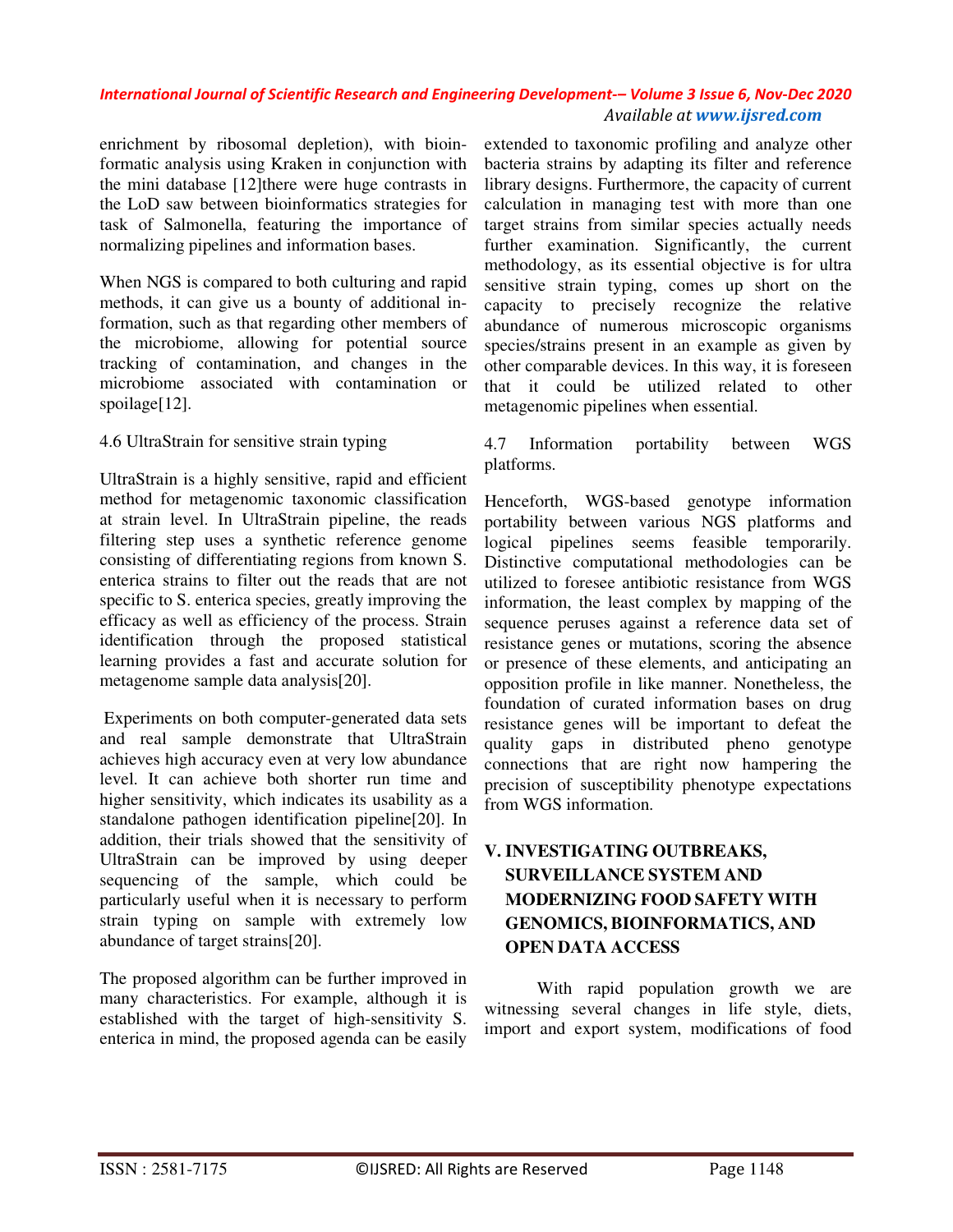enrichment by ribosomal depletion), with bioinformatic analysis using Kraken in conjunction with the mini database [12]there were huge contrasts in the LoD saw between bioinformatics strategies for task of Salmonella, featuring the importance of normalizing pipelines and information bases.

When NGS is compared to both culturing and rapid methods, it can give us a bounty of additional information, such as that regarding other members of the microbiome, allowing for potential source tracking of contamination, and changes in the microbiome associated with contamination or spoilage[12].

### 4.6 UltraStrain for sensitive strain typing

UltraStrain is a highly sensitive, rapid and efficient method for metagenomic taxonomic classification at strain level. In UltraStrain pipeline, the reads filtering step uses a synthetic reference genome consisting of differentiating regions from known S. enterica strains to filter out the reads that are not specific to S. enterica species, greatly improving the efficacy as well as efficiency of the process. Strain identification through the proposed statistical learning provides a fast and accurate solution for metagenome sample data analysis[20].

Experiments on both computer-generated data sets and real sample demonstrate that UltraStrain achieves high accuracy even at very low abundance level. It can achieve both shorter run time and higher sensitivity, which indicates its usability as a standalone pathogen identification pipeline[20]. In addition, their trials showed that the sensitivity of UltraStrain can be improved by using deeper sequencing of the sample, which could be particularly useful when it is necessary to perform strain typing on sample with extremely low abundance of target strains[20].

The proposed algorithm can be further improved in many characteristics. For example, although it is established with the target of high-sensitivity S. enterica in mind, the proposed agenda can be easily extended to taxonomic profiling and analyze other bacteria strains by adapting its filter and reference library designs. Furthermore, the capacity of current calculation in managing test with more than one target strains from similar species actually needs further examination. Significantly, the current methodology, as its essential objective is for ultra sensitive strain typing, comes up short on the capacity to precisely recognize the relative abundance of numerous microscopic organisms species/strains present in an example as given by other comparable devices. In this way, it is foreseen that it could be utilized related to other metagenomic pipelines when essential.

### 4.7 Information portability between WGS platforms.

Henceforth, WGS-based genotype information portability between various NGS platforms and logical pipelines seems feasible temporarily. Distinctive computational methodologies can be utilized to foresee antibiotic resistance from WGS information, the least complex by mapping of the sequence peruses against a reference data set of resistance genes or mutations, scoring the absence or presence of these elements, and anticipating an opposition profile in like manner. Nonetheless, the foundation of curated information bases on drug resistance genes will be important to defeat the quality gaps in distributed pheno genotype connections that are right now hampering the precision of susceptibility phenotype expectations from WGS information.

## V. INVESTIGATING OUTBREAKS, SURVEILLANCE SYSTEM AND MODERNIZING FOOD SAFETY WITH GENOMICS, BIOINFORMATICS, AND OPEN DATA ACCESS

With rapid population growth we are witnessing several changes in life style, diets, import and export system, modifications of food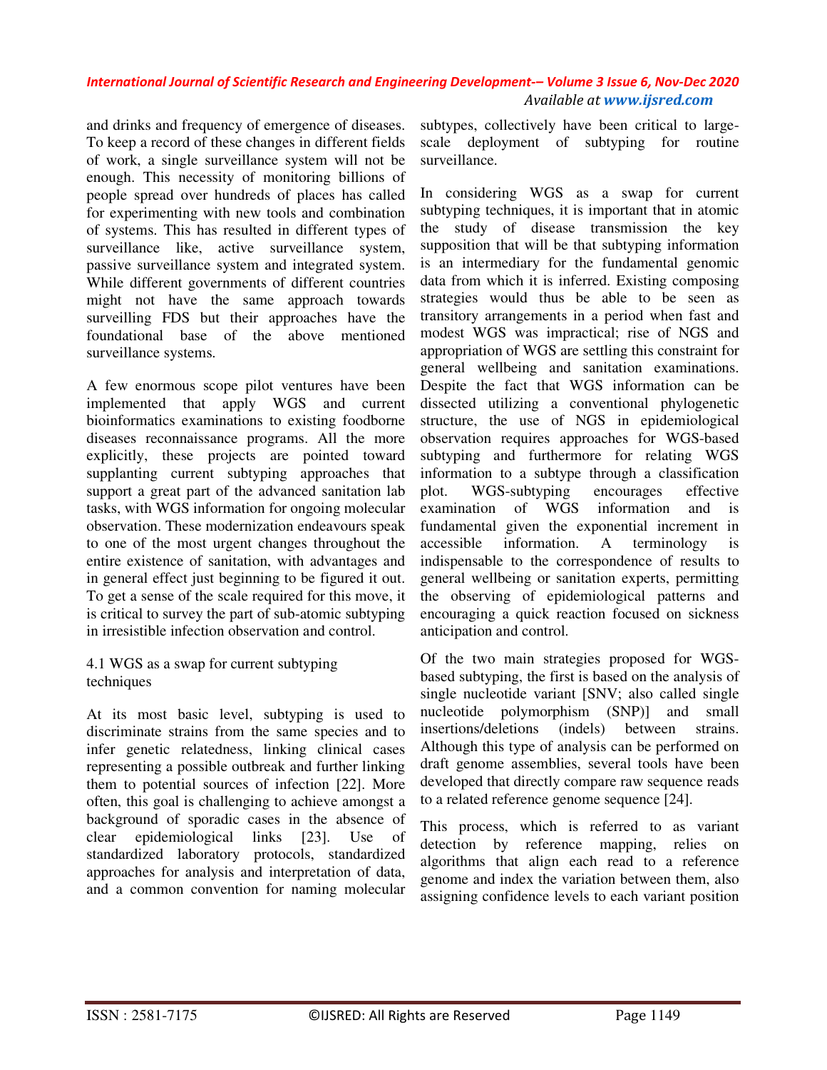and drinks and frequency of emergence of diseases. To keep a record of these changes in different fields of work, a single surveillance system will not be enough. This necessity of monitoring billions of people spread over hundreds of places has called for experimenting with new tools and combination of systems. This has resulted in different types of surveillance like, active surveillance system, passive surveillance system and integrated system. While different governments of different countries might not have the same approach towards surveilling FDS but their approaches have the foundational base of the above mentioned surveillance systems.

A few enormous scope pilot ventures have been implemented that apply WGS and current bioinformatics examinations to existing foodborne diseases reconnaissance programs. All the more explicitly, these projects are pointed toward supplanting current subtyping approaches that support a great part of the advanced sanitation lab tasks, with WGS information for ongoing molecular observation. These modernization endeavours speak to one of the most urgent changes throughout the entire existence of sanitation, with advantages and in general effect just beginning to be figured it out. To get a sense of the scale required for this move, it is critical to survey the part of sub-atomic subtyping in irresistible infection observation and control.

### 4.1 WGS as a swap for current subtyping techniques

At its most basic level, subtyping is used to discriminate strains from the same species and to infer genetic relatedness, linking clinical cases representing a possible outbreak and further linking them to potential sources of infection [22]. More often, this goal is challenging to achieve amongst a background of sporadic cases in the absence of clear epidemiological links [23]. Use of standardized laboratory protocols, standardized approaches for analysis and interpretation of data, and a common convention for naming molecular subtypes, collectively have been critical to large-scale deployment of subtyping for routine surveillance.

In considering WGS as a swap for current subtyping techniques, it is important that in atomic the study of disease transmission the key supposition that will be that subtyping information is an intermediary for the fundamental genomic data from which it is inferred. Existing composing strategies would thus be able to be seen as transitory arrangements in a period when fast and modest WGS was impractical; rise of NGS and appropriation of WGS are settling this constraint for general wellbeing and sanitation examinations. Despite the fact that WGS information can be dissected utilizing a conventional phylogenetic structure, the use of NGS in epidemiological observation requires approaches for WGS-based subtyping and furthermore for relating WGS information to a subtype through a classification plot. WGS-subtyping encourages effective examination of WGS information and is fundamental given the exponential increment in accessible information. A terminology is indispensable to the correspondence of results to general wellbeing or sanitation experts, permitting the observing of epidemiological patterns and encouraging a quick reaction focused on sickness anticipation and control.

Of the two main strategies proposed for WGS-based subtyping, the first is based on the analysis of single nucleotide variant [SNV; also called single nucleotide polymorphism (SNP)] and small insertions/deletions (indels) between strains. Although this type of analysis can be performed on draft genome assemblies, several tools have been developed that directly compare raw sequence reads to a related reference genome sequence [24].

This process, which is referred to as variant detection by reference mapping, relies on algorithms that align each read to a reference genome and index the variation between them, also assigning confidence levels to each variant position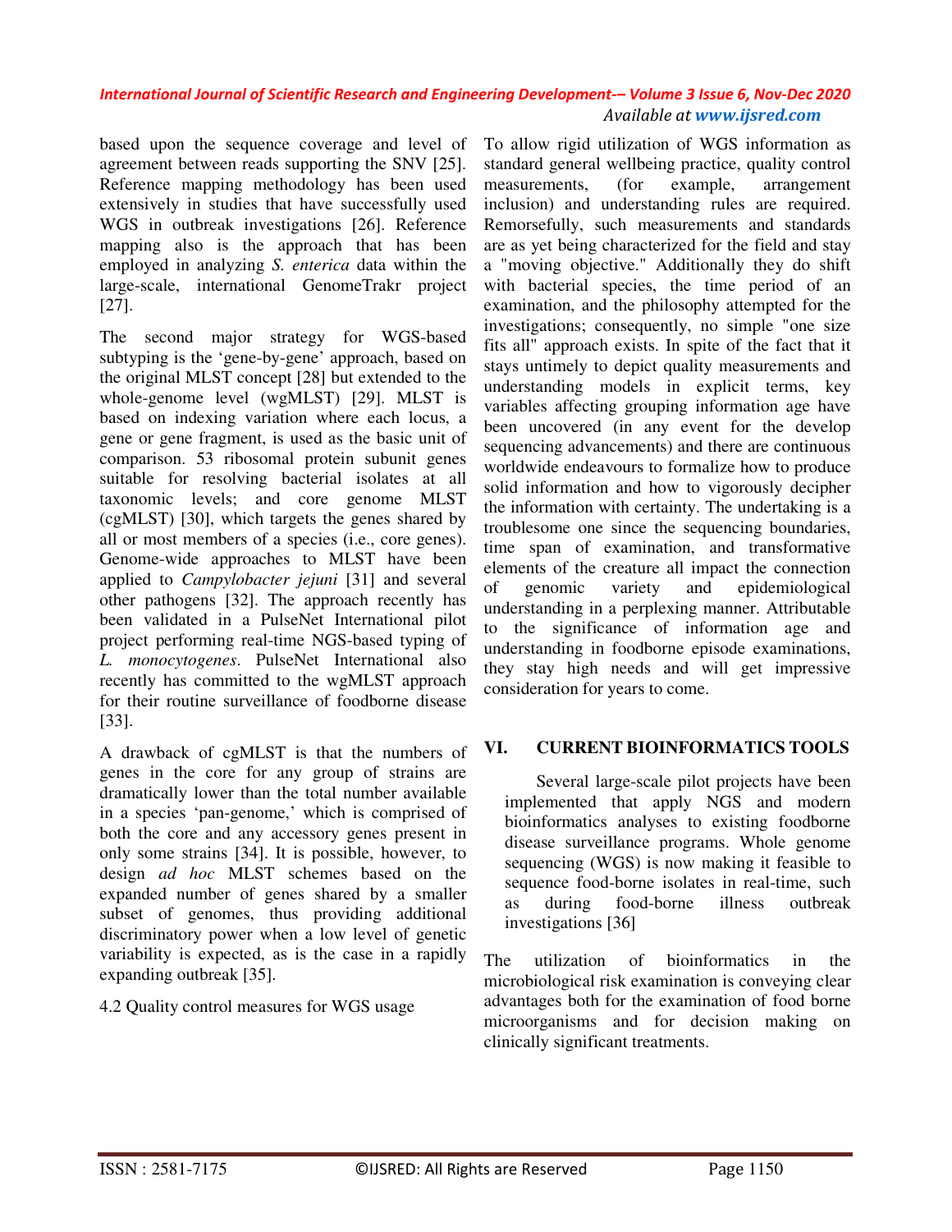based upon the sequence coverage and level of agreement between reads supporting the SNV [25]. Reference mapping methodology has been used extensively in studies that have successfully used WGS in outbreak investigations [26]. Reference mapping also is the approach that has been employed in analyzing *S. enterica* data within the large-scale, international GenomeTrakr project [27].

The second major strategy for WGS-based subtyping is the 'gene-by-gene' approach, based on the original MLST concept [28] but extended to the whole-genome level (wgMLST) [29]. MLST is based on indexing variation where each locus, a gene or gene fragment, is used as the basic unit of comparison. 53 ribosomal protein subunit genes suitable for resolving bacterial isolates at all taxonomic levels; and core genome MLST (cgMLST) [30], which targets the genes shared by all or most members of a species (i.e., core genes). Genome-wide approaches to MLST have been applied to *Campylobacter jejuni* [31] and several other pathogens [32]. The approach recently has been validated in a PulseNet International pilot project performing real-time NGS-based typing of *L. monocytogenes*. PulseNet International also recently has committed to the wgMLST approach for their routine surveillance of foodborne disease [33].

A drawback of cgMLST is that the numbers of genes in the core for any group of strains are dramatically lower than the total number available in a species 'pan-genome,' which is comprised of both the core and any accessory genes present in only some strains [34]. It is possible, however, to design *ad hoc* MLST schemes based on the expanded number of genes shared by a smaller subset of genomes, thus providing additional discriminatory power when a low level of genetic variability is expected, as is the case in a rapidly expanding outbreak [35].

4.2 Quality control measures for WGS usage

To allow rigid utilization of WGS information as standard general wellbeing practice, quality control measurements, (for example, arrangement inclusion) and understanding rules are required. Remorsefully, such measurements and standards are as yet being characterized for the field and stay a "moving objective." Additionally they do shift with bacterial species, the time period of an examination, and the philosophy attempted for the investigations; consequently, no simple "one size fits all" approach exists. In spite of the fact that it stays untimely to depict quality measurements and understanding models in explicit terms, key variables affecting grouping information age have been uncovered (in any event for the develop sequencing advancements) and there are continuous worldwide endeavours to formalize how to produce solid information and how to vigorously decipher the information with certainty. The undertaking is a troublesome one since the sequencing boundaries, time span of examination, and transformative elements of the creature all impact the connection of genomic variety and epidemiological understanding in a perplexing manner. Attributable to the significance of information age and understanding in foodborne episode examinations, they stay high needs and will get impressive consideration for years to come.

## VI. CURRENT BIOINFORMATICS TOOLS

Several large-scale pilot projects have been implemented that apply NGS and modern bioinformatics analyses to existing foodborne disease surveillance programs. Whole genome sequencing (WGS) is now making it feasible to sequence food-borne isolates in real-time, such as during food-borne illness outbreak investigations [36]

The utilization of bioinformatics in the microbiological risk examination is conveying clear advantages both for the examination of food borne microorganisms and for decision making on clinically significant treatments.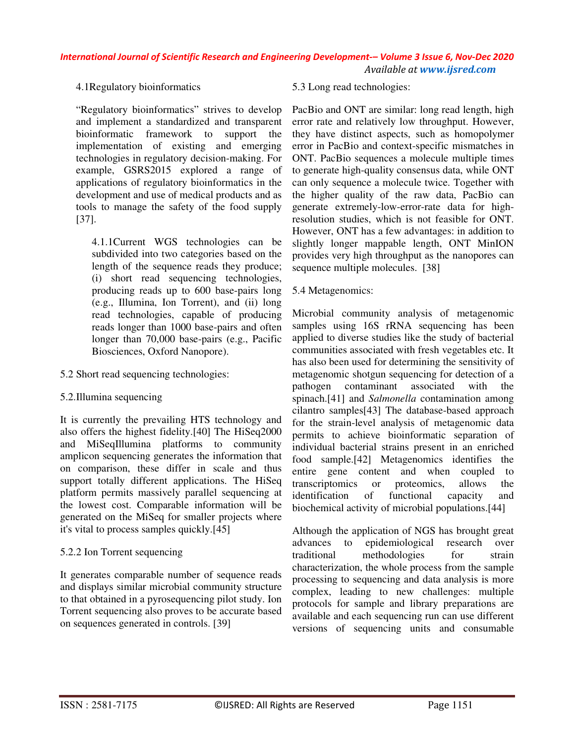### 4.1Regulatory bioinformatics

"Regulatory bioinformatics" strives to develop and implement a standardized and transparent bioinformatic framework to support the implementation of existing and emerging technologies in regulatory decision-making. For example, GSRS2015 explored a range of applications of regulatory bioinformatics in the development and use of medical products and as tools to manage the safety of the food supply [37].

4.1.1Current WGS technologies can be subdivided into two categories based on the length of the sequence reads they produce; (i) short read sequencing technologies, producing reads up to 600 base-pairs long (e.g., Illumina, Ion Torrent), and (ii) long read technologies, capable of producing reads longer than 1000 base-pairs and often longer than 70,000 base-pairs (e.g., Pacific Biosciences, Oxford Nanopore).

### 5.2 Short read sequencing technologies:

#### 5.2.Illumina sequencing

It is currently the prevailing HTS technology and also offers the highest fidelity.[40] The HiSeq2000 and MiSeqIllumina platforms to community amplicon sequencing generates the information that on comparison, these differ in scale and thus support totally different applications. The HiSeq platform permits massively parallel sequencing at the lowest cost. Comparable information will be generated on the MiSeq for smaller projects where it's vital to process samples quickly.[45]

#### 5.2.2 Ion Torrent sequencing

It generates comparable number of sequence reads and displays similar microbial community structure to that obtained in a pyrosequencing pilot study. Ion Torrent sequencing also proves to be accurate based on sequences generated in controls. [39]

### 5.3 Long read technologies:

PacBio and ONT are similar: long read length, high error rate and relatively low throughput. However, they have distinct aspects, such as homopolymer error in PacBio and context-specific mismatches in ONT. PacBio sequences a molecule multiple times to generate high-quality consensus data, while ONT can only sequence a molecule twice. Together with the higher quality of the raw data, PacBio can generate extremely-low-error-rate data for high-resolution studies, which is not feasible for ONT. However, ONT has a few advantages: in addition to slightly longer mappable length, ONT MinION provides very high throughput as the nanopores can sequence multiple molecules. [38]

### 5.4 Metagenomics:

Microbial community analysis of metagenomic samples using 16S rRNA sequencing has been applied to diverse studies like the study of bacterial communities associated with fresh vegetables etc. It has also been used for determining the sensitivity of metagenomic shotgun sequencing for detection of a pathogen contaminant associated with the spinach.[41] and *Salmonella* contamination among cilantro samples[43] The database-based approach for the strain-level analysis of metagenomic data permits to achieve bioinformatic separation of individual bacterial strains present in an enriched food sample.[42] Metagenomics identifies the entire gene content and when coupled to transcriptomics or proteomics, allows the identification of functional capacity and biochemical activity of microbial populations.[44]

Although the application of NGS has brought great advances to epidemiological research over traditional methodologies for strain characterization, the whole process from the sample processing to sequencing and data analysis is more complex, leading to new challenges: multiple protocols for sample and library preparations are available and each sequencing run can use different versions of sequencing units and consumable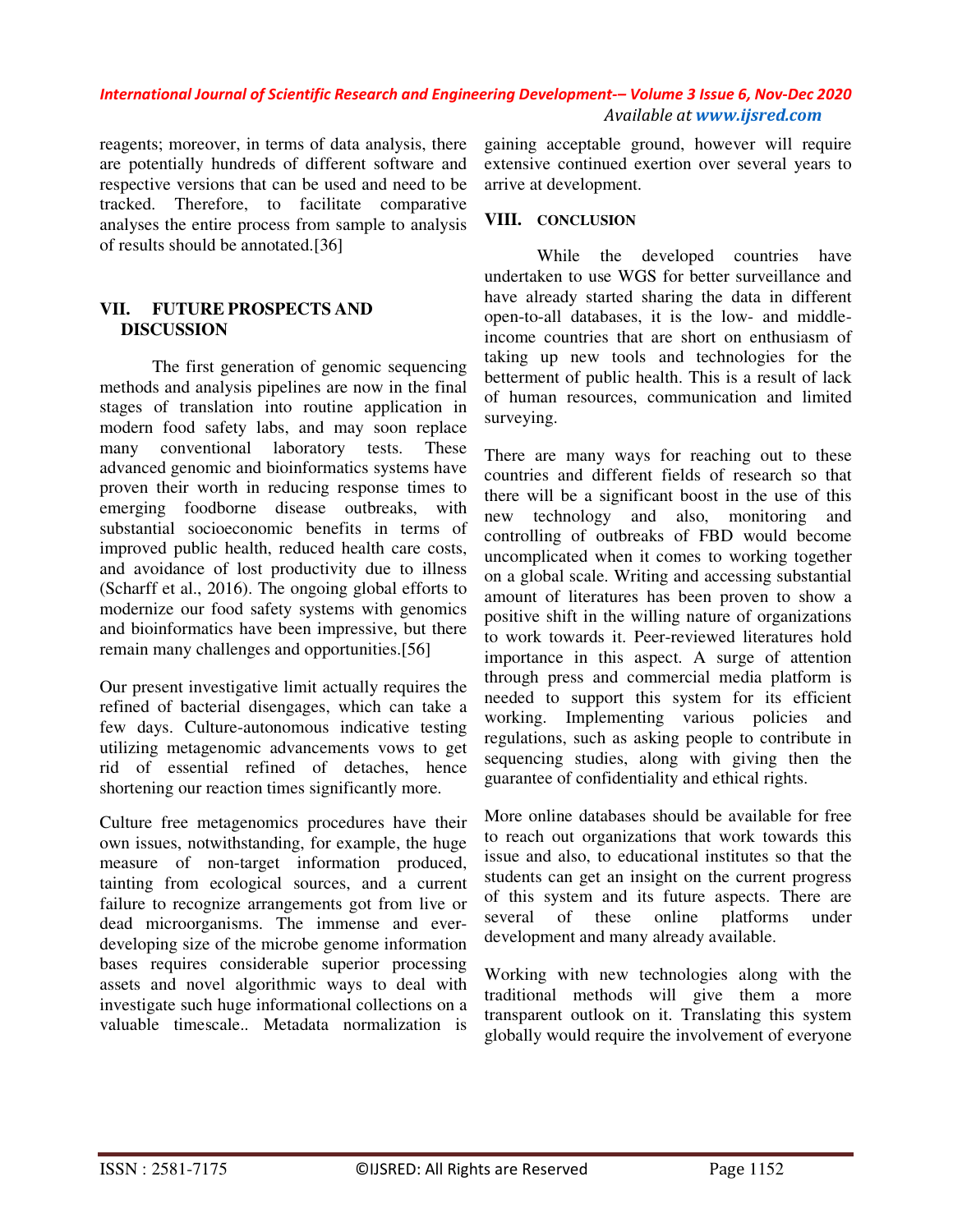reagents; moreover, in terms of data analysis, there are potentially hundreds of different software and respective versions that can be used and need to be tracked. Therefore, to facilitate comparative analyses the entire process from sample to analysis of results should be annotated.[36]

## VII. FUTURE PROSPECTS AND DISCUSSION

The first generation of genomic sequencing methods and analysis pipelines are now in the final stages of translation into routine application in modern food safety labs, and may soon replace many conventional laboratory tests. These advanced genomic and bioinformatics systems have proven their worth in reducing response times to emerging foodborne disease outbreaks, with substantial socioeconomic benefits in terms of improved public health, reduced health care costs, and avoidance of lost productivity due to illness (Scharff et al., 2016). The ongoing global efforts to modernize our food safety systems with genomics and bioinformatics have been impressive, but there remain many challenges and opportunities.[56]

Our present investigative limit actually requires the refined of bacterial disengages, which can take a few days. Culture-autonomous indicative testing utilizing metagenomic advancements vows to get rid of essential refined of detaches, hence shortening our reaction times significantly more.

Culture free metagenomics procedures have their own issues, notwithstanding, for example, the huge measure of non-target information produced, tainting from ecological sources, and a current failure to recognize arrangements got from live or dead microorganisms. The immense and ever-developing size of the microbe genome information bases requires considerable superior processing assets and novel algorithmic ways to deal with investigate such huge informational collections on a valuable timescale.. Metadata normalization is gaining acceptable ground, however will require extensive continued exertion over several years to arrive at development.

## VIII. CONCLUSION

While the developed countries have undertaken to use WGS for better surveillance and have already started sharing the data in different open-to-all databases, it is the low- and middle-income countries that are short on enthusiasm of taking up new tools and technologies for the betterment of public health. This is a result of lack of human resources, communication and limited surveying.

There are many ways for reaching out to these countries and different fields of research so that there will be a significant boost in the use of this new technology and also, monitoring and controlling of outbreaks of FBD would become uncomplicated when it comes to working together on a global scale. Writing and accessing substantial amount of literatures has been proven to show a positive shift in the willing nature of organizations to work towards it. Peer-reviewed literatures hold importance in this aspect. A surge of attention through press and commercial media platform is needed to support this system for its efficient working. Implementing various policies and regulations, such as asking people to contribute in sequencing studies, along with giving then the guarantee of confidentiality and ethical rights.

More online databases should be available for free to reach out organizations that work towards this issue and also, to educational institutes so that the students can get an insight on the current progress of this system and its future aspects. There are several of these online platforms under development and many already available.

Working with new technologies along with the traditional methods will give them a more transparent outlook on it. Translating this system globally would require the involvement of everyone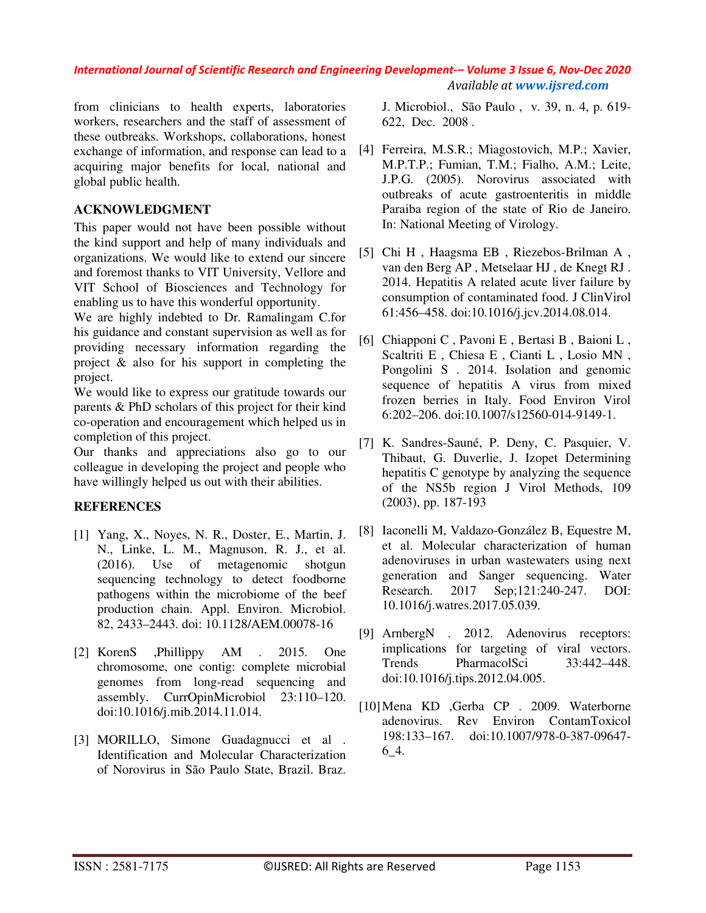from clinicians to health experts, laboratories workers, researchers and the staff of assessment of these outbreaks. Workshops, collaborations, honest exchange of information, and response can lead to a acquiring major benefits for local, national and global public health.

## ACKNOWLEDGMENT

This paper would not have been possible without the kind support and help of many individuals and organizations. We would like to extend our sincere and foremost thanks to VIT University, Vellore and VIT School of Biosciences and Technology for enabling us to have this wonderful opportunity.

We are highly indebted to Dr. Ramalingam C.for his guidance and constant supervision as well as for providing necessary information regarding the project & also for his support in completing the project.

We would like to express our gratitude towards our parents & PhD scholars of this project for their kind co-operation and encouragement which helped us in completion of this project.

Our thanks and appreciations also go to our colleague in developing the project and people who have willingly helped us out with their abilities.

## REFERENCES

[1] Yang, X., Noyes, N. R., Doster, E., Martin, J. N., Linke, L. M., Magnuson, R. J., et al. (2016). Use of metagenomic shotgun sequencing technology to detect foodborne pathogens within the microbiome of the beef production chain. Appl. Environ. Microbiol. 82, 2433–2443. doi: 10.1128/AEM.00078-16

[2] KorenS ,Phillippy AM . 2015. One chromosome, one contig: complete microbial genomes from long-read sequencing and assembly. CurrOpinMicrobiol 23:110–120. doi:10.1016/j.mib.2014.11.014.

[3] MORILLO, Simone Guadagnucci et al . Identification and Molecular Characterization of Norovirus in São Paulo State, Brazil. Braz. J. Microbiol., São Paulo , v. 39, n. 4, p. 619-622, Dec. 2008 .

[4] Ferreira, M.S.R.; Miagostovich, M.P.; Xavier, M.P.T.P.; Fumian, T.M.; Fialho, A.M.; Leite, J.P.G. (2005). Norovirus associated with outbreaks of acute gastroenteritis in middle Paraiba region of the state of Rio de Janeiro. In: National Meeting of Virology.

[5] Chi H , Haagsma EB , Riezebos-Brilman A , van den Berg AP , Metselaar HJ , de Knegt RJ . 2014. Hepatitis A related acute liver failure by consumption of contaminated food. J ClinVirol 61:456–458. doi:10.1016/j.jcv.2014.08.014.

[6] Chiapponi C , Pavoni E , Bertasi B , Baioni L , Scaltriti E , Chiesa E , Cianti L , Losio MN , Pongolini S . 2014. Isolation and genomic sequence of hepatitis A virus from mixed frozen berries in Italy. Food Environ Virol 6:202–206. doi:10.1007/s12560-014-9149-1.

[7] K. Sandres-Sauné, P. Deny, C. Pasquier, V. Thibaut, G. Duverlie, J. Izopet Determining hepatitis C genotype by analyzing the sequence of the NS5b region J Virol Methods, 109 (2003), pp. 187-193

[8] Iaconelli M, Valdazo-González B, Equestre M, et al. Molecular characterization of human adenoviruses in urban wastewaters using next generation and Sanger sequencing. Water Research. 2017 Sep;121:240-247. DOI: 10.1016/j.watres.2017.05.039.

[9] ArnbergN . 2012. Adenovirus receptors: implications for targeting of viral vectors. Trends PharmacolSci 33:442–448. doi:10.1016/j.tips.2012.04.005.

[10] Mena KD ,Gerba CP . 2009. Waterborne adenovirus. Rev Environ ContamToxicol 198:133–167. doi:10.1007/978-0-387-09647-6_4.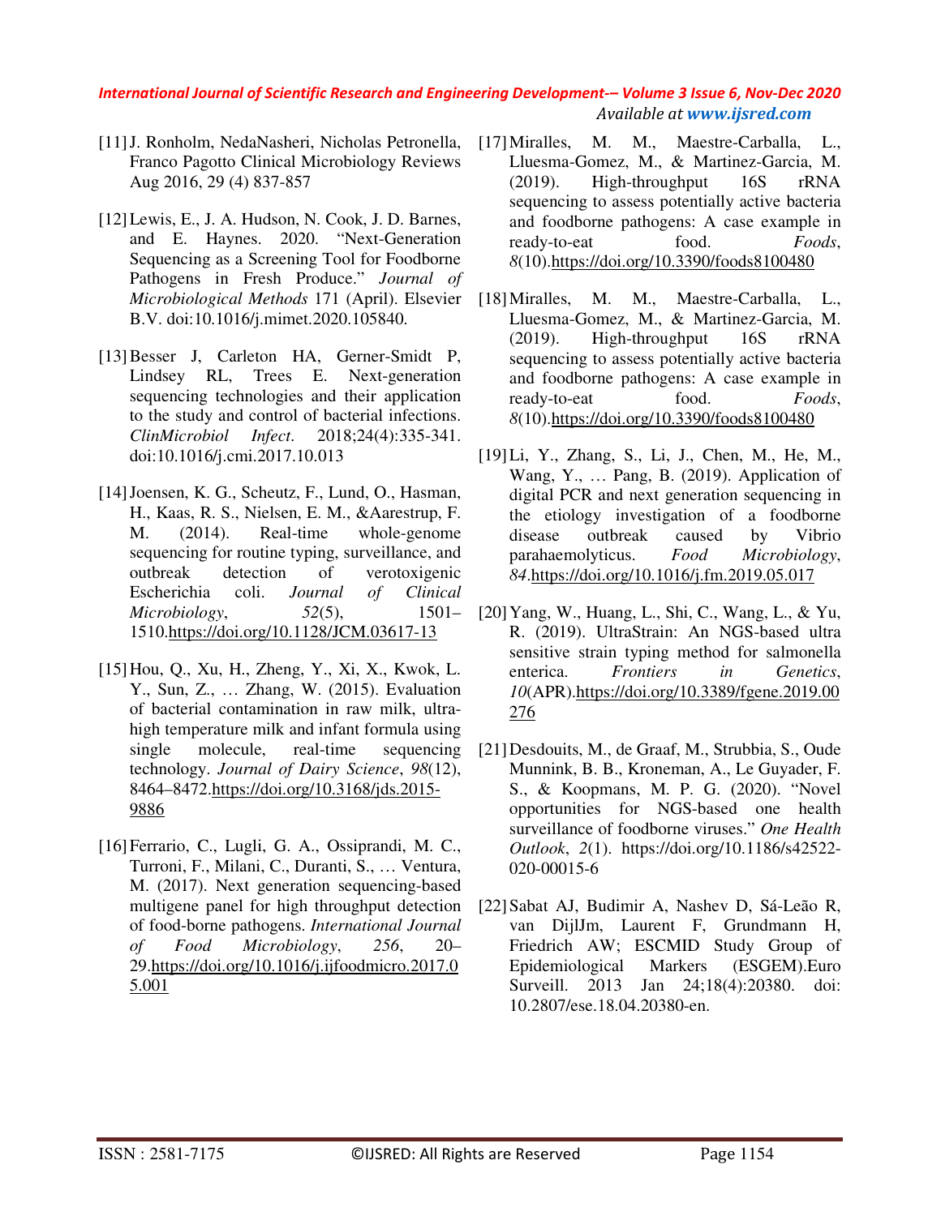[11] J. Ronholm, NedaNasheri, Nicholas Petronella, Franco Pagotto Clinical Microbiology Reviews Aug 2016, 29 (4) 837-857

[12] Lewis, E., J. A. Hudson, N. Cook, J. D. Barnes, and E. Haynes. 2020. "Next-Generation Sequencing as a Screening Tool for Foodborne Pathogens in Fresh Produce." *Journal of Microbiological Methods* 171 (April). Elsevier B.V. doi:10.1016/j.mimet.2020.105840.

[13] Besser J, Carleton HA, Gerner-Smidt P, Lindsey RL, Trees E. Next-generation sequencing technologies and their application to the study and control of bacterial infections. *ClinMicrobiol Infect*. 2018;24(4):335-341. doi:10.1016/j.cmi.2017.10.013

[14] Joensen, K. G., Scheutz, F., Lund, O., Hasman, H., Kaas, R. S., Nielsen, E. M., &Aarestrup, F. M. (2014). Real-time whole-genome sequencing for routine typing, surveillance, and outbreak detection of verotoxigenic Escherichia coli. *Journal of Clinical Microbiology*, *52*(5), 1501–1510.https://doi.org/10.1128/JCM.03617-13

[15] Hou, Q., Xu, H., Zheng, Y., Xi, X., Kwok, L. Y., Sun, Z., … Zhang, W. (2015). Evaluation of bacterial contamination in raw milk, ultra-high temperature milk and infant formula using single molecule, real-time sequencing technology. *Journal of Dairy Science*, *98*(12), 8464–8472.https://doi.org/10.3168/jds.2015-9886

[16] Ferrario, C., Lugli, G. A., Ossiprandi, M. C., Turroni, F., Milani, C., Duranti, S., … Ventura, M. (2017). Next generation sequencing-based multigene panel for high throughput detection of food-borne pathogens. *International Journal of Food Microbiology*, *256*, 20–29.https://doi.org/10.1016/j.ijfoodmicro.2017.05.001

[17] Miralles, M. M., Maestre-Carballa, L., Lluesma-Gomez, M., & Martinez-Garcia, M. (2019). High-throughput 16S rRNA sequencing to assess potentially active bacteria and foodborne pathogens: A case example in ready-to-eat food. *Foods*, *8*(10).https://doi.org/10.3390/foods8100480

[18] Miralles, M. M., Maestre-Carballa, L., Lluesma-Gomez, M., & Martinez-Garcia, M. (2019). High-throughput 16S rRNA sequencing to assess potentially active bacteria and foodborne pathogens: A case example in ready-to-eat food. *Foods*, *8*(10).https://doi.org/10.3390/foods8100480

[19] Li, Y., Zhang, S., Li, J., Chen, M., He, M., Wang, Y., … Pang, B. (2019). Application of digital PCR and next generation sequencing in the etiology investigation of a foodborne disease outbreak caused by Vibrio parahaemolyticus. *Food Microbiology*, *84*.https://doi.org/10.1016/j.fm.2019.05.017

[20] Yang, W., Huang, L., Shi, C., Wang, L., & Yu, R. (2019). UltraStrain: An NGS-based ultra sensitive strain typing method for salmonella enterica. *Frontiers in Genetics*, *10*(APR).https://doi.org/10.3389/fgene.2019.00276

[21] Desdouits, M., de Graaf, M., Strubbia, S., Oude Munnink, B. B., Kroneman, A., Le Guyader, F. S., & Koopmans, M. P. G. (2020). "Novel opportunities for NGS-based one health surveillance of foodborne viruses." *One Health Outlook*, *2*(1). https://doi.org/10.1186/s42522-020-00015-6

[22] Sabat AJ, Budimir A, Nashev D, Sá-Leão R, van DijlJm, Laurent F, Grundmann H, Friedrich AW; ESCMID Study Group of Epidemiological Markers (ESGEM).Euro Surveill. 2013 Jan 24;18(4):20380. doi: 10.2807/ese.18.04.20380-en.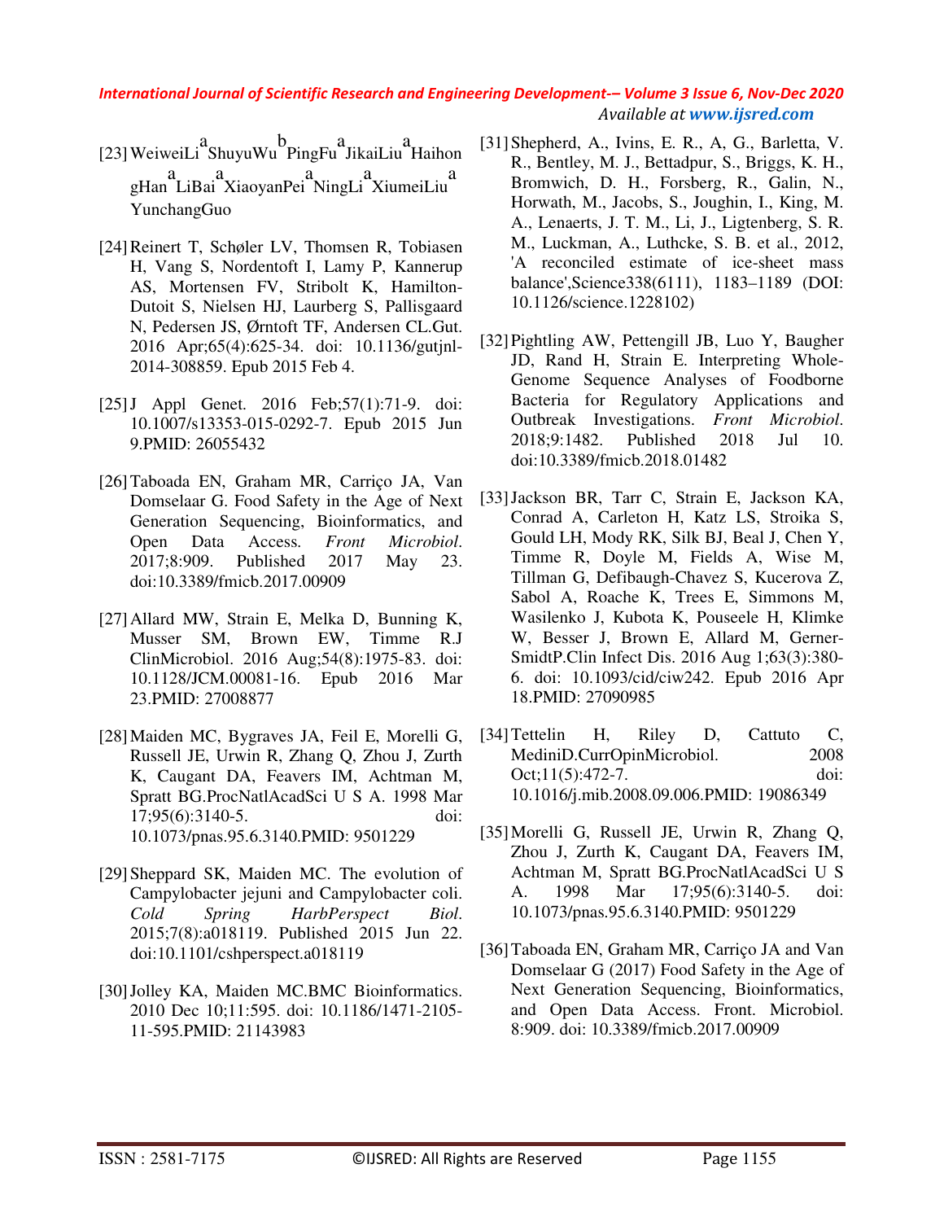[23] WeiweiLi[a] ShuyuWu[b] PingFu[a] JikaiLiu[a] HaihongHan[a] LiBai[a] XiaoyanPei[a] NingLi[a] XiumeiLiu[a] YunchangGuo

[24] Reinert T, Schøler LV, Thomsen R, Tobiasen H, Vang S, Nordentoft I, Lamy P, Kannerup AS, Mortensen FV, Stribolt K, Hamilton-Dutoit S, Nielsen HJ, Laurberg S, Pallisgaard N, Pedersen JS, Ørntoft TF, Andersen CL.Gut. 2016 Apr;65(4):625-34. doi: 10.1136/gutjnl-2014-308859. Epub 2015 Feb 4.

[25] J Appl Genet. 2016 Feb;57(1):71-9. doi: 10.1007/s13353-015-0292-7. Epub 2015 Jun 9.PMID: 26055432

[26] Taboada EN, Graham MR, Carriço JA, Van Domselaar G. Food Safety in the Age of Next Generation Sequencing, Bioinformatics, and Open Data Access. *Front Microbiol*. 2017;8:909. Published 2017 May 23. doi:10.3389/fmicb.2017.00909

[27] Allard MW, Strain E, Melka D, Bunning K, Musser SM, Brown EW, Timme R.J ClinMicrobiol. 2016 Aug;54(8):1975-83. doi: 10.1128/JCM.00081-16. Epub 2016 Mar 23.PMID: 27008877

[28] Maiden MC, Bygraves JA, Feil E, Morelli G, Russell JE, Urwin R, Zhang Q, Zhou J, Zurth K, Caugant DA, Feavers IM, Achtman M, Spratt BG.ProcNatlAcadSci U S A. 1998 Mar 17;95(6):3140-5. doi: 10.1073/pnas.95.6.3140.PMID: 9501229

[29] Sheppard SK, Maiden MC. The evolution of Campylobacter jejuni and Campylobacter coli. *Cold Spring HarbPerspect Biol*. 2015;7(8):a018119. Published 2015 Jun 22. doi:10.1101/cshperspect.a018119

[30] Jolley KA, Maiden MC.BMC Bioinformatics. 2010 Dec 10;11:595. doi: 10.1186/1471-2105-11-595.PMID: 21143983

[31] Shepherd, A., Ivins, E. R., A, G., Barletta, V. R., Bentley, M. J., Bettadpur, S., Briggs, K. H., Bromwich, D. H., Forsberg, R., Galin, N., Horwath, M., Jacobs, S., Joughin, I., King, M. A., Lenaerts, J. T. M., Li, J., Ligtenberg, S. R. M., Luckman, A., Luthcke, S. B. et al., 2012, 'A reconciled estimate of ice-sheet mass balance',Science338(6111), 1183–1189 (DOI: 10.1126/science.1228102)

[32] Pightling AW, Pettengill JB, Luo Y, Baugher JD, Rand H, Strain E. Interpreting Whole-Genome Sequence Analyses of Foodborne Bacteria for Regulatory Applications and Outbreak Investigations. *Front Microbiol*. 2018;9:1482. Published 2018 Jul 10. doi:10.3389/fmicb.2018.01482

[33] Jackson BR, Tarr C, Strain E, Jackson KA, Conrad A, Carleton H, Katz LS, Stroika S, Gould LH, Mody RK, Silk BJ, Beal J, Chen Y, Timme R, Doyle M, Fields A, Wise M, Tillman G, Defibaugh-Chavez S, Kucerova Z, Sabol A, Roache K, Trees E, Simmons M, Wasilenko J, Kubota K, Pouseele H, Klimke W, Besser J, Brown E, Allard M, Gerner-SmidtP.Clin Infect Dis. 2016 Aug 1;63(3):380-6. doi: 10.1093/cid/ciw242. Epub 2016 Apr 18.PMID: 27090985

[34] Tettelin H, Riley D, Cattuto C, MediniD.CurrOpinMicrobiol. 2008 Oct;11(5):472-7. doi: 10.1016/j.mib.2008.09.006.PMID: 19086349

[35] Morelli G, Russell JE, Urwin R, Zhang Q, Zhou J, Zurth K, Caugant DA, Feavers IM, Achtman M, Spratt BG.ProcNatlAcadSci U S A. 1998 Mar 17;95(6):3140-5. doi: 10.1073/pnas.95.6.3140.PMID: 9501229

[36] Taboada EN, Graham MR, Carriço JA and Van Domselaar G (2017) Food Safety in the Age of Next Generation Sequencing, Bioinformatics, and Open Data Access. Front. Microbiol. 8:909. doi: 10.3389/fmicb.2017.00909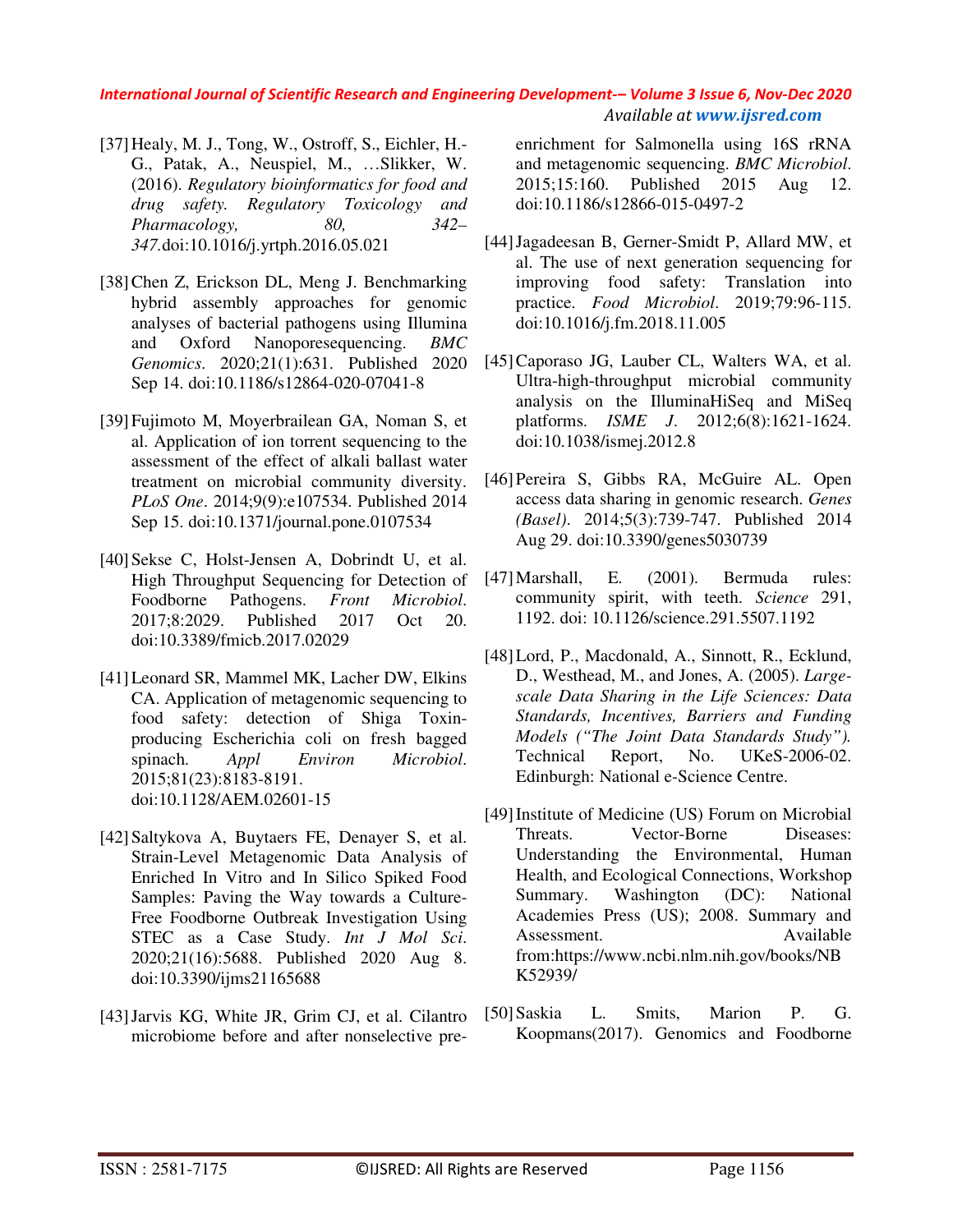[37] Healy, M. J., Tong, W., Ostroff, S., Eichler, H.-G., Patak, A., Neuspiel, M., …Slikker, W. (2016). *Regulatory bioinformatics for food and drug safety. Regulatory Toxicology and Pharmacology, 80, 342–347.*doi:10.1016/j.yrtph.2016.05.021

[38] Chen Z, Erickson DL, Meng J. Benchmarking hybrid assembly approaches for genomic analyses of bacterial pathogens using Illumina and Oxford Nanoporesequencing. *BMC Genomics*. 2020;21(1):631. Published 2020 Sep 14. doi:10.1186/s12864-020-07041-8

[39] Fujimoto M, Moyerbrailean GA, Noman S, et al. Application of ion torrent sequencing to the assessment of the effect of alkali ballast water treatment on microbial community diversity. *PLoS One*. 2014;9(9):e107534. Published 2014 Sep 15. doi:10.1371/journal.pone.0107534

[40] Sekse C, Holst-Jensen A, Dobrindt U, et al. High Throughput Sequencing for Detection of Foodborne Pathogens. *Front Microbiol*. 2017;8:2029. Published 2017 Oct 20. doi:10.3389/fmicb.2017.02029

[41] Leonard SR, Mammel MK, Lacher DW, Elkins CA. Application of metagenomic sequencing to food safety: detection of Shiga Toxin-producing Escherichia coli on fresh bagged spinach. *Appl Environ Microbiol*. 2015;81(23):8183-8191. doi:10.1128/AEM.02601-15

[42] Saltykova A, Buytaers FE, Denayer S, et al. Strain-Level Metagenomic Data Analysis of Enriched In Vitro and In Silico Spiked Food Samples: Paving the Way towards a Culture-Free Foodborne Outbreak Investigation Using STEC as a Case Study. *Int J Mol Sci*. 2020;21(16):5688. Published 2020 Aug 8. doi:10.3390/ijms21165688

[43] Jarvis KG, White JR, Grim CJ, et al. Cilantro microbiome before and after nonselective pre-enrichment for Salmonella using 16S rRNA and metagenomic sequencing. *BMC Microbiol*. 2015;15:160. Published 2015 Aug 12. doi:10.1186/s12866-015-0497-2

[44] Jagadeesan B, Gerner-Smidt P, Allard MW, et al. The use of next generation sequencing for improving food safety: Translation into practice. *Food Microbiol*. 2019;79:96-115. doi:10.1016/j.fm.2018.11.005

[45] Caporaso JG, Lauber CL, Walters WA, et al. Ultra-high-throughput microbial community analysis on the IlluminaHiSeq and MiSeq platforms. *ISME J*. 2012;6(8):1621-1624. doi:10.1038/ismej.2012.8

[46] Pereira S, Gibbs RA, McGuire AL. Open access data sharing in genomic research. *Genes (Basel)*. 2014;5(3):739-747. Published 2014 Aug 29. doi:10.3390/genes5030739

[47] Marshall, E. (2001). Bermuda rules: community spirit, with teeth. *Science* 291, 1192. doi: 10.1126/science.291.5507.1192

[48] Lord, P., Macdonald, A., Sinnott, R., Ecklund, D., Westhead, M., and Jones, A. (2005). *Large-scale Data Sharing in the Life Sciences: Data Standards, Incentives, Barriers and Funding Models ("The Joint Data Standards Study").* Technical Report, No. UKeS-2006-02. Edinburgh: National e-Science Centre.

[49] Institute of Medicine (US) Forum on Microbial Threats. Vector-Borne Diseases: Understanding the Environmental, Human Health, and Ecological Connections, Workshop Summary. Washington (DC): National Academies Press (US); 2008. Summary and Assessment. Available from:https://www.ncbi.nlm.nih.gov/books/NBK52939/

[50] Saskia L. Smits, Marion P. G. Koopmans(2017). Genomics and Foodborne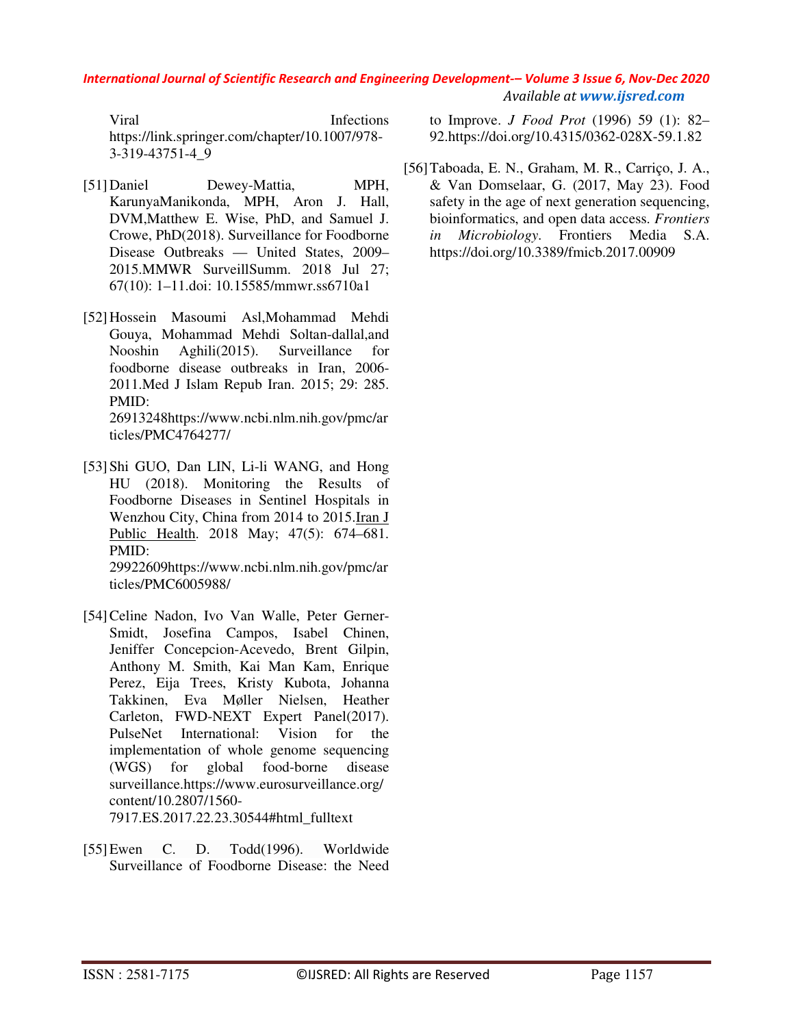Viral Infections https://link.springer.com/chapter/10.1007/978-3-319-43751-4_9

[51] Daniel Dewey-Mattia, MPH, KarunyaManikonda, MPH, Aron J. Hall, DVM,Matthew E. Wise, PhD, and Samuel J. Crowe, PhD(2018). Surveillance for Foodborne Disease Outbreaks — United States, 2009–2015.MMWR SurveillSumm. 2018 Jul 27; 67(10): 1–11.doi: 10.15585/mmwr.ss6710a1

[52] Hossein Masoumi Asl,Mohammad Mehdi Gouya, Mohammad Mehdi Soltan-dallal,and Nooshin Aghili(2015). Surveillance for foodborne disease outbreaks in Iran, 2006-2011.Med J Islam Repub Iran. 2015; 29: 285. PMID: 26913248https://www.ncbi.nlm.nih.gov/pmc/articles/PMC4764277/

[53] Shi GUO, Dan LIN, Li-li WANG, and Hong HU (2018). Monitoring the Results of Foodborne Diseases in Sentinel Hospitals in Wenzhou City, China from 2014 to 2015.Iran J Public Health. 2018 May; 47(5): 674–681. PMID: 29922609https://www.ncbi.nlm.nih.gov/pmc/articles/PMC6005988/

[54] Celine Nadon, Ivo Van Walle, Peter Gerner-Smidt, Josefina Campos, Isabel Chinen, Jeniffer Concepcion-Acevedo, Brent Gilpin, Anthony M. Smith, Kai Man Kam, Enrique Perez, Eija Trees, Kristy Kubota, Johanna Takkinen, Eva Møller Nielsen, Heather Carleton, FWD-NEXT Expert Panel(2017). PulseNet International: Vision for the implementation of whole genome sequencing (WGS) for global food-borne disease surveillance.https://www.eurosurveillance.org/content/10.2807/1560-7917.ES.2017.22.23.30544#html_fulltext

[55] Ewen C. D. Todd(1996). Worldwide Surveillance of Foodborne Disease: the Need to Improve. *J Food Prot* (1996) 59 (1): 82–92.https://doi.org/10.4315/0362-028X-59.1.82

[56] Taboada, E. N., Graham, M. R., Carriço, J. A., & Van Domselaar, G. (2017, May 23). Food safety in the age of next generation sequencing, bioinformatics, and open data access. *Frontiers in Microbiology*. Frontiers Media S.A. https://doi.org/10.3389/fmicb.2017.00909